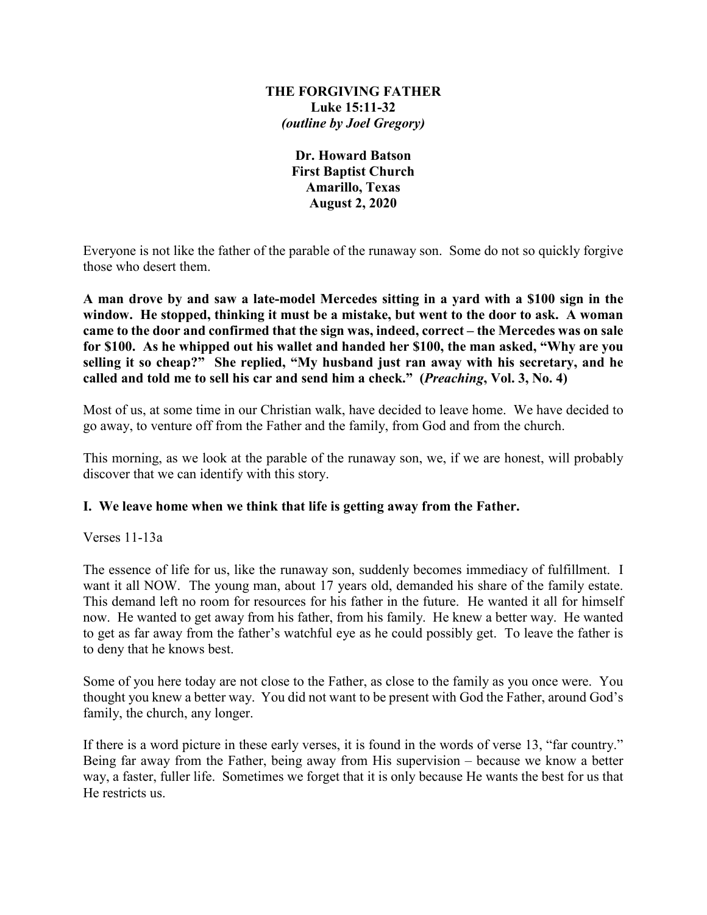**THE FORGIVING FATHER**
**Luke 15:11-32**
***(outline by Joel Gregory)***

**Dr. Howard Batson**
**First Baptist Church**
**Amarillo, Texas**
**August 2, 2020**

Everyone is not like the father of the parable of the runaway son. Some do not so quickly forgive those who desert them.

**A man drove by and saw a late-model Mercedes sitting in a yard with a $100 sign in the window. He stopped, thinking it must be a mistake, but went to the door to ask. A woman came to the door and confirmed that the sign was, indeed, correct – the Mercedes was on sale for $100. As he whipped out his wallet and handed her $100, the man asked, "Why are you selling it so cheap?" She replied, "My husband just ran away with his secretary, and he called and told me to sell his car and send him a check." (*Preaching*, Vol. 3, No. 4)**

Most of us, at some time in our Christian walk, have decided to leave home. We have decided to go away, to venture off from the Father and the family, from God and from the church.

This morning, as we look at the parable of the runaway son, we, if we are honest, will probably discover that we can identify with this story.

**I. We leave home when we think that life is getting away from the Father.**

Verses 11-13a

The essence of life for us, like the runaway son, suddenly becomes immediacy of fulfillment. I want it all NOW. The young man, about 17 years old, demanded his share of the family estate. This demand left no room for resources for his father in the future. He wanted it all for himself now. He wanted to get away from his father, from his family. He knew a better way. He wanted to get as far away from the father's watchful eye as he could possibly get. To leave the father is to deny that he knows best.

Some of you here today are not close to the Father, as close to the family as you once were. You thought you knew a better way. You did not want to be present with God the Father, around God's family, the church, any longer.

If there is a word picture in these early verses, it is found in the words of verse 13, "far country." Being far away from the Father, being away from His supervision – because we know a better way, a faster, fuller life. Sometimes we forget that it is only because He wants the best for us that He restricts us.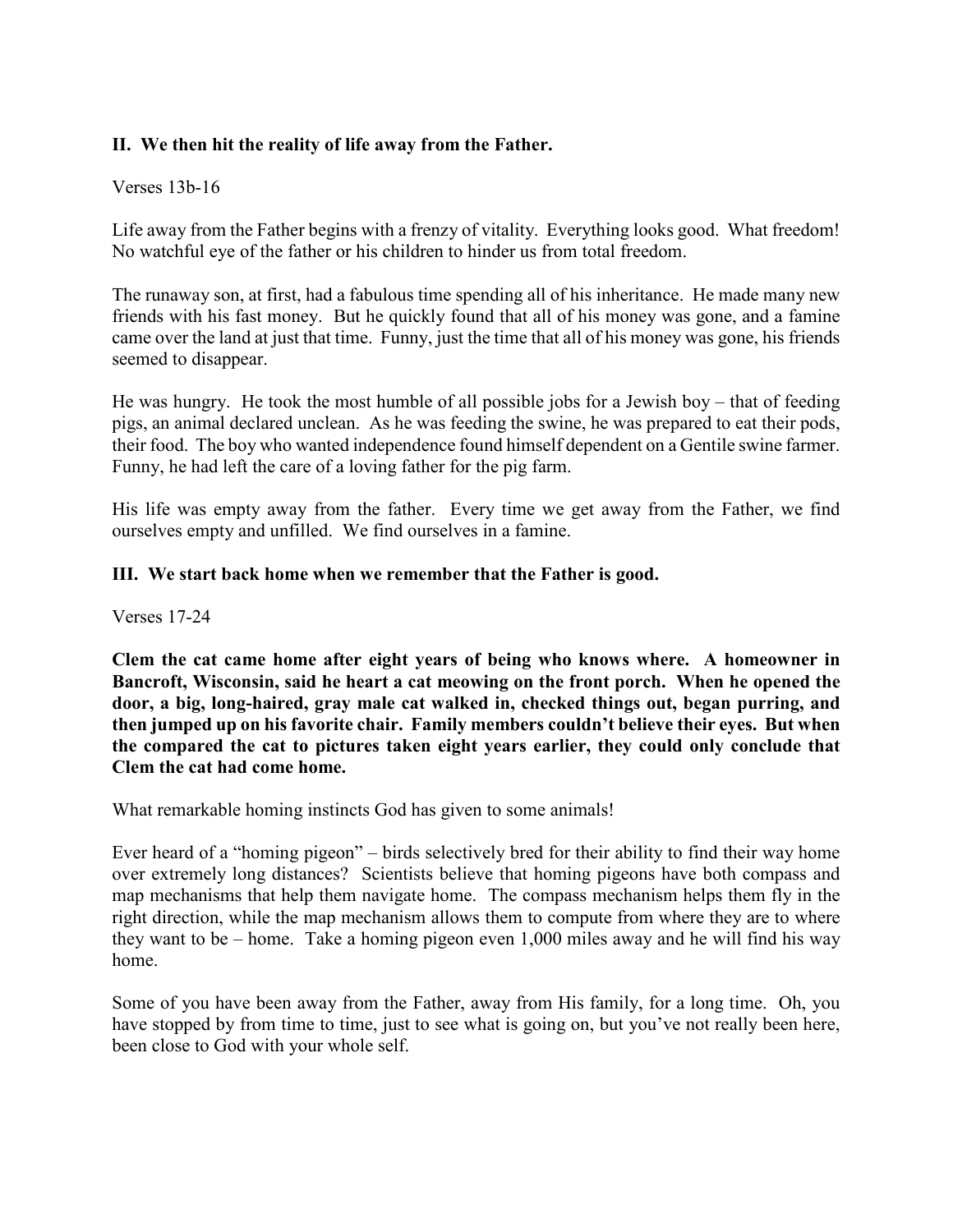**II. We then hit the reality of life away from the Father.**

Verses 13b-16

Life away from the Father begins with a frenzy of vitality. Everything looks good. What freedom! No watchful eye of the father or his children to hinder us from total freedom.

The runaway son, at first, had a fabulous time spending all of his inheritance. He made many new friends with his fast money. But he quickly found that all of his money was gone, and a famine came over the land at just that time. Funny, just the time that all of his money was gone, his friends seemed to disappear.

He was hungry. He took the most humble of all possible jobs for a Jewish boy – that of feeding pigs, an animal declared unclean. As he was feeding the swine, he was prepared to eat their pods, their food. The boy who wanted independence found himself dependent on a Gentile swine farmer. Funny, he had left the care of a loving father for the pig farm.

His life was empty away from the father. Every time we get away from the Father, we find ourselves empty and unfilled. We find ourselves in a famine.

**III. We start back home when we remember that the Father is good.**

Verses 17-24

**Clem the cat came home after eight years of being who knows where. A homeowner in Bancroft, Wisconsin, said he heart a cat meowing on the front porch. When he opened the door, a big, long-haired, gray male cat walked in, checked things out, began purring, and then jumped up on his favorite chair. Family members couldn't believe their eyes. But when the compared the cat to pictures taken eight years earlier, they could only conclude that Clem the cat had come home.**

What remarkable homing instincts God has given to some animals!

Ever heard of a "homing pigeon" – birds selectively bred for their ability to find their way home over extremely long distances? Scientists believe that homing pigeons have both compass and map mechanisms that help them navigate home. The compass mechanism helps them fly in the right direction, while the map mechanism allows them to compute from where they are to where they want to be – home. Take a homing pigeon even 1,000 miles away and he will find his way home.

Some of you have been away from the Father, away from His family, for a long time. Oh, you have stopped by from time to time, just to see what is going on, but you've not really been here, been close to God with your whole self.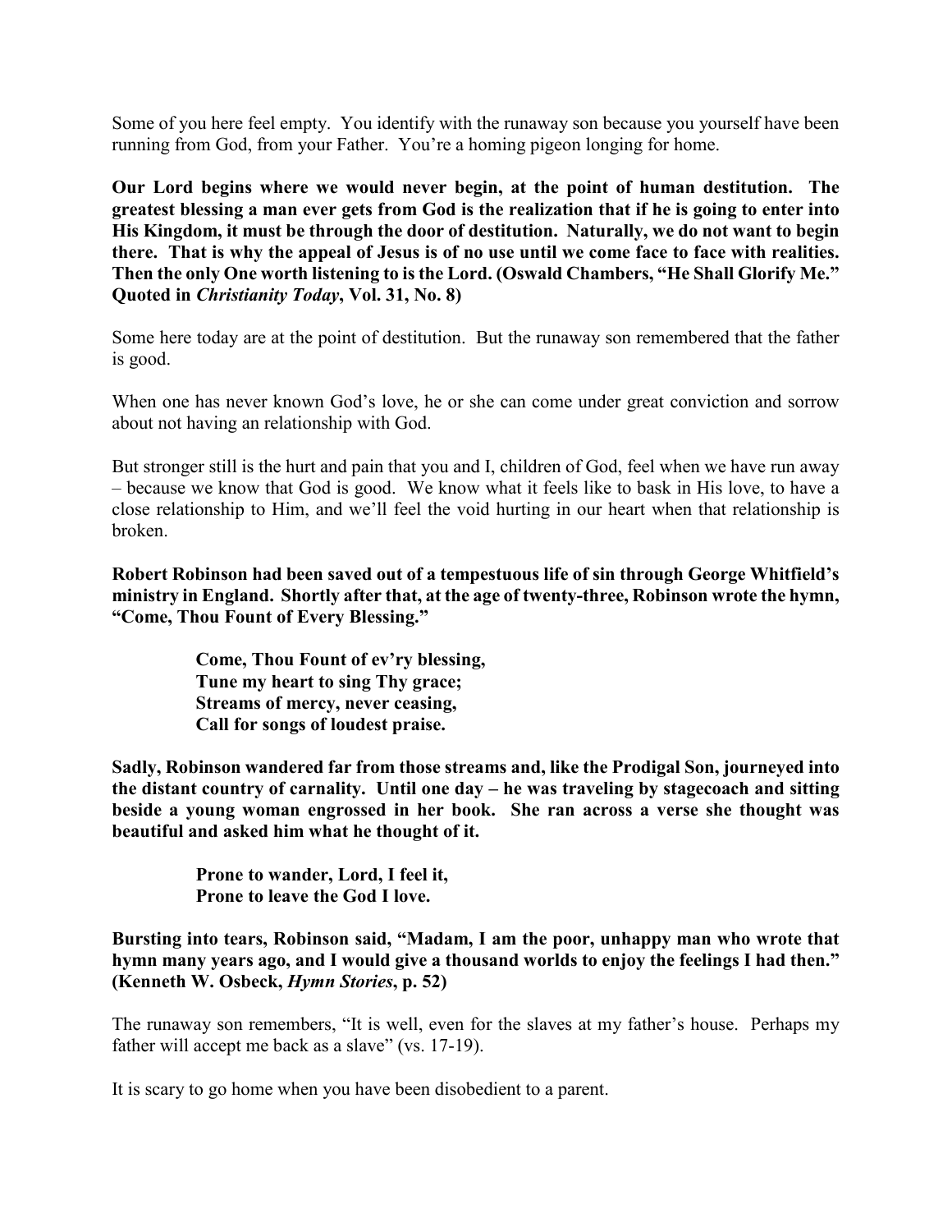Some of you here feel empty. You identify with the runaway son because you yourself have been running from God, from your Father. You're a homing pigeon longing for home.

**Our Lord begins where we would never begin, at the point of human destitution. The greatest blessing a man ever gets from God is the realization that if he is going to enter into His Kingdom, it must be through the door of destitution. Naturally, we do not want to begin there. That is why the appeal of Jesus is of no use until we come face to face with realities. Then the only One worth listening to is the Lord. (Oswald Chambers, "He Shall Glorify Me." Quoted in *Christianity Today*, Vol. 31, No. 8)**

Some here today are at the point of destitution. But the runaway son remembered that the father is good.

When one has never known God's love, he or she can come under great conviction and sorrow about not having an relationship with God.

But stronger still is the hurt and pain that you and I, children of God, feel when we have run away – because we know that God is good. We know what it feels like to bask in His love, to have a close relationship to Him, and we'll feel the void hurting in our heart when that relationship is broken.

**Robert Robinson had been saved out of a tempestuous life of sin through George Whitfield's ministry in England. Shortly after that, at the age of twenty-three, Robinson wrote the hymn, "Come, Thou Fount of Every Blessing."**

> **Come, Thou Fount of ev'ry blessing,**
> **Tune my heart to sing Thy grace;**
> **Streams of mercy, never ceasing,**
> **Call for songs of loudest praise.**

**Sadly, Robinson wandered far from those streams and, like the Prodigal Son, journeyed into the distant country of carnality. Until one day – he was traveling by stagecoach and sitting beside a young woman engrossed in her book. She ran across a verse she thought was beautiful and asked him what he thought of it.**

> **Prone to wander, Lord, I feel it,**
> **Prone to leave the God I love.**

**Bursting into tears, Robinson said, "Madam, I am the poor, unhappy man who wrote that hymn many years ago, and I would give a thousand worlds to enjoy the feelings I had then." (Kenneth W. Osbeck, *Hymn Stories*, p. 52)**

The runaway son remembers, "It is well, even for the slaves at my father's house. Perhaps my father will accept me back as a slave" (vs. 17-19).

It is scary to go home when you have been disobedient to a parent.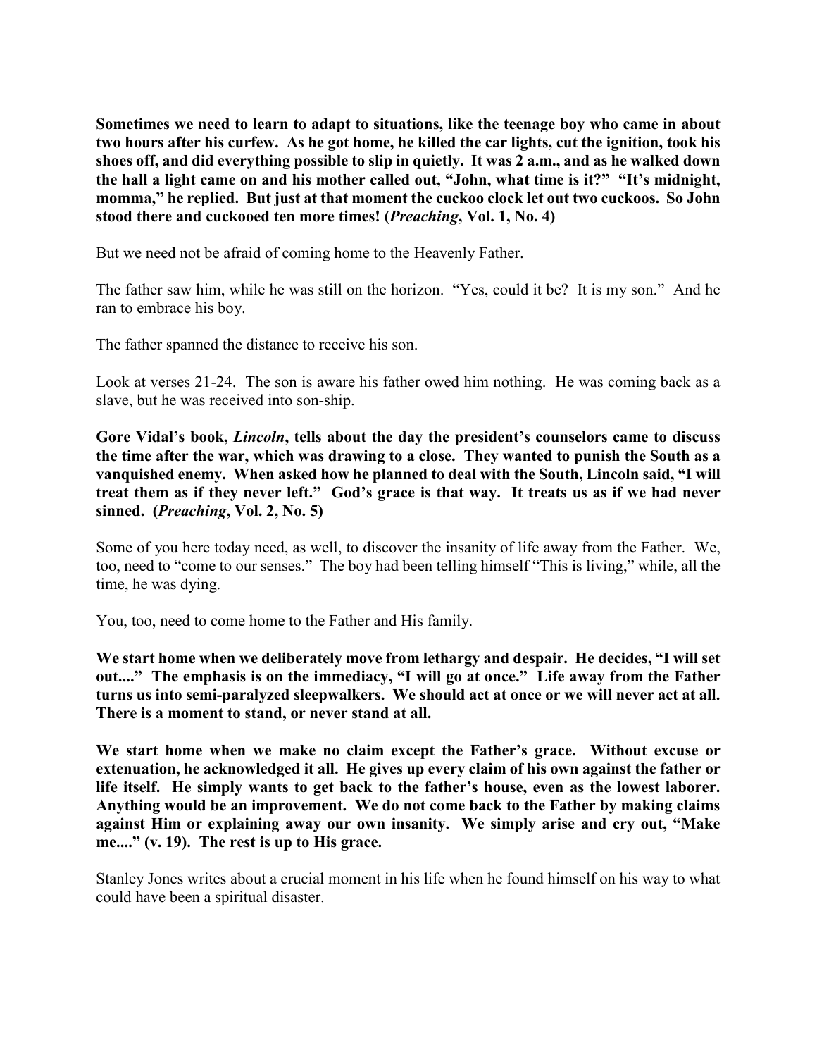**Sometimes we need to learn to adapt to situations, like the teenage boy who came in about two hours after his curfew. As he got home, he killed the car lights, cut the ignition, took his shoes off, and did everything possible to slip in quietly. It was 2 a.m., and as he walked down the hall a light came on and his mother called out, "John, what time is it?" "It's midnight, momma," he replied. But just at that moment the cuckoo clock let out two cuckoos. So John stood there and cuckooed ten more times! (*Preaching*, Vol. 1, No. 4)**

But we need not be afraid of coming home to the Heavenly Father.

The father saw him, while he was still on the horizon. "Yes, could it be? It is my son." And he ran to embrace his boy.

The father spanned the distance to receive his son.

Look at verses 21-24. The son is aware his father owed him nothing. He was coming back as a slave, but he was received into son-ship.

**Gore Vidal's book, *Lincoln*, tells about the day the president's counselors came to discuss the time after the war, which was drawing to a close. They wanted to punish the South as a vanquished enemy. When asked how he planned to deal with the South, Lincoln said, "I will treat them as if they never left." God's grace is that way. It treats us as if we had never sinned. (*Preaching*, Vol. 2, No. 5)**

Some of you here today need, as well, to discover the insanity of life away from the Father. We, too, need to "come to our senses." The boy had been telling himself "This is living," while, all the time, he was dying.

You, too, need to come home to the Father and His family.

**We start home when we deliberately move from lethargy and despair. He decides, "I will set out...." The emphasis is on the immediacy, "I will go at once." Life away from the Father turns us into semi-paralyzed sleepwalkers. We should act at once or we will never act at all. There is a moment to stand, or never stand at all.**

**We start home when we make no claim except the Father's grace. Without excuse or extenuation, he acknowledged it all. He gives up every claim of his own against the father or life itself. He simply wants to get back to the father's house, even as the lowest laborer. Anything would be an improvement. We do not come back to the Father by making claims against Him or explaining away our own insanity. We simply arise and cry out, "Make me...." (v. 19). The rest is up to His grace.**

Stanley Jones writes about a crucial moment in his life when he found himself on his way to what could have been a spiritual disaster.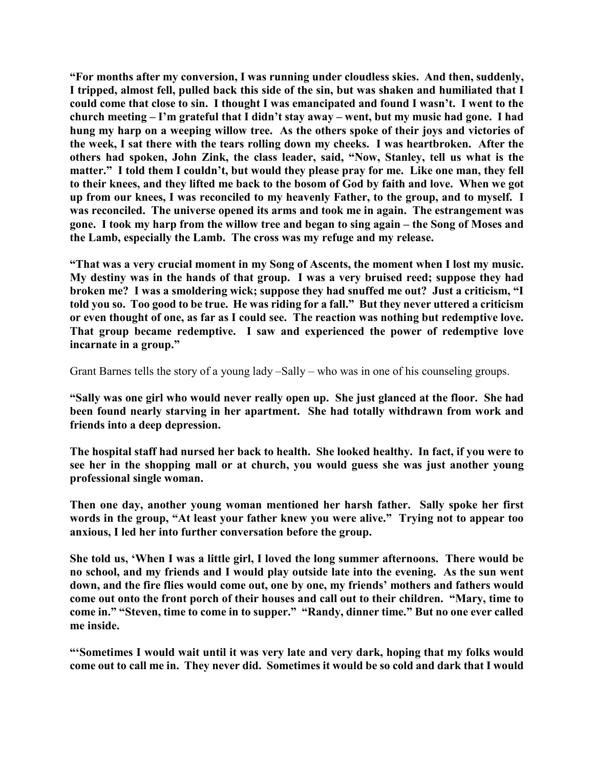**"For months after my conversion, I was running under cloudless skies. And then, suddenly, I tripped, almost fell, pulled back this side of the sin, but was shaken and humiliated that I could come that close to sin. I thought I was emancipated and found I wasn't. I went to the church meeting – I'm grateful that I didn't stay away – went, but my music had gone. I had hung my harp on a weeping willow tree. As the others spoke of their joys and victories of the week, I sat there with the tears rolling down my cheeks. I was heartbroken. After the others had spoken, John Zink, the class leader, said, "Now, Stanley, tell us what is the matter." I told them I couldn't, but would they please pray for me. Like one man, they fell to their knees, and they lifted me back to the bosom of God by faith and love. When we got up from our knees, I was reconciled to my heavenly Father, to the group, and to myself. I was reconciled. The universe opened its arms and took me in again. The estrangement was gone. I took my harp from the willow tree and began to sing again – the Song of Moses and the Lamb, especially the Lamb. The cross was my refuge and my release.**

**"That was a very crucial moment in my Song of Ascents, the moment when I lost my music. My destiny was in the hands of that group. I was a very bruised reed; suppose they had broken me? I was a smoldering wick; suppose they had snuffed me out? Just a criticism, "I told you so. Too good to be true. He was riding for a fall." But they never uttered a criticism or even thought of one, as far as I could see. The reaction was nothing but redemptive love. That group became redemptive. I saw and experienced the power of redemptive love incarnate in a group."**

Grant Barnes tells the story of a young lady –Sally – who was in one of his counseling groups.

**"Sally was one girl who would never really open up. She just glanced at the floor. She had been found nearly starving in her apartment. She had totally withdrawn from work and friends into a deep depression.**

**The hospital staff had nursed her back to health. She looked healthy. In fact, if you were to see her in the shopping mall or at church, you would guess she was just another young professional single woman.**

**Then one day, another young woman mentioned her harsh father. Sally spoke her first words in the group, "At least your father knew you were alive." Trying not to appear too anxious, I led her into further conversation before the group.**

**She told us, 'When I was a little girl, I loved the long summer afternoons. There would be no school, and my friends and I would play outside late into the evening. As the sun went down, and the fire flies would come out, one by one, my friends' mothers and fathers would come out onto the front porch of their houses and call out to their children. "Mary, time to come in." "Steven, time to come in to supper." "Randy, dinner time." But no one ever called me inside.**

**"'Sometimes I would wait until it was very late and very dark, hoping that my folks would come out to call me in. They never did. Sometimes it would be so cold and dark that I would**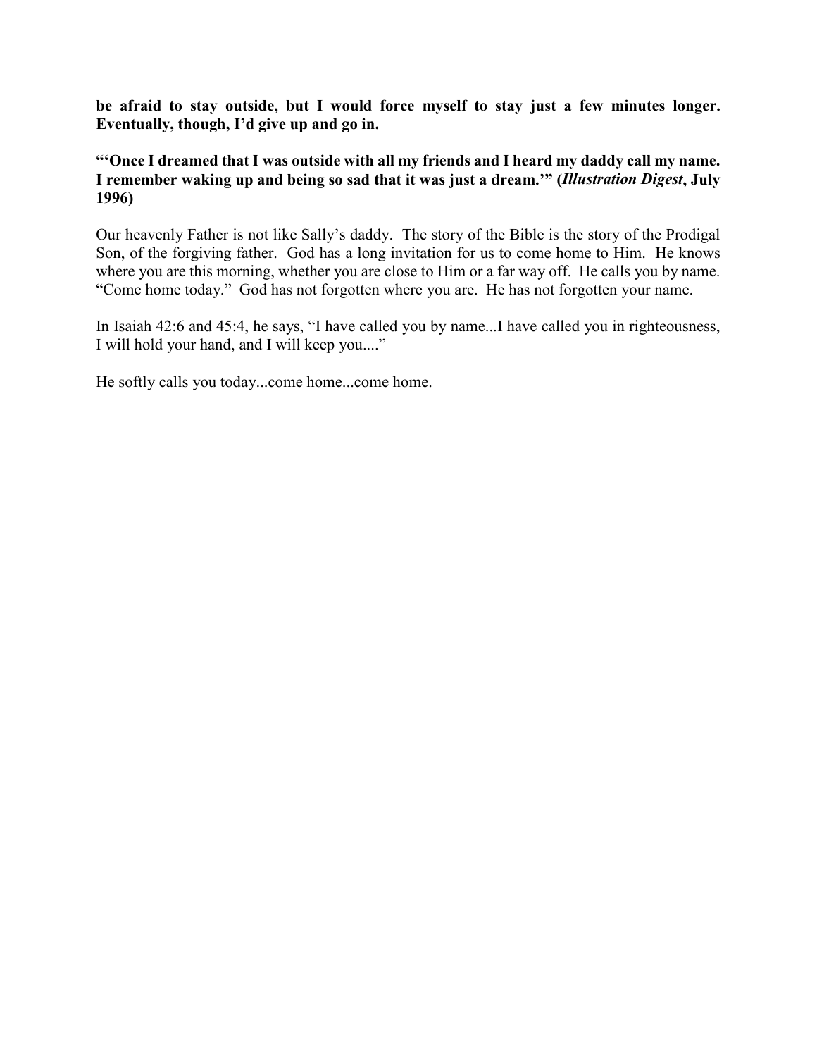**be afraid to stay outside, but I would force myself to stay just a few minutes longer. Eventually, though, I'd give up and go in.**

**"'Once I dreamed that I was outside with all my friends and I heard my daddy call my name. I remember waking up and being so sad that it was just a dream.'" (*Illustration Digest*, July 1996)**

Our heavenly Father is not like Sally's daddy. The story of the Bible is the story of the Prodigal Son, of the forgiving father. God has a long invitation for us to come home to Him. He knows where you are this morning, whether you are close to Him or a far way off. He calls you by name. "Come home today." God has not forgotten where you are. He has not forgotten your name.

In Isaiah 42:6 and 45:4, he says, "I have called you by name...I have called you in righteousness, I will hold your hand, and I will keep you...."

He softly calls you today...come home...come home.